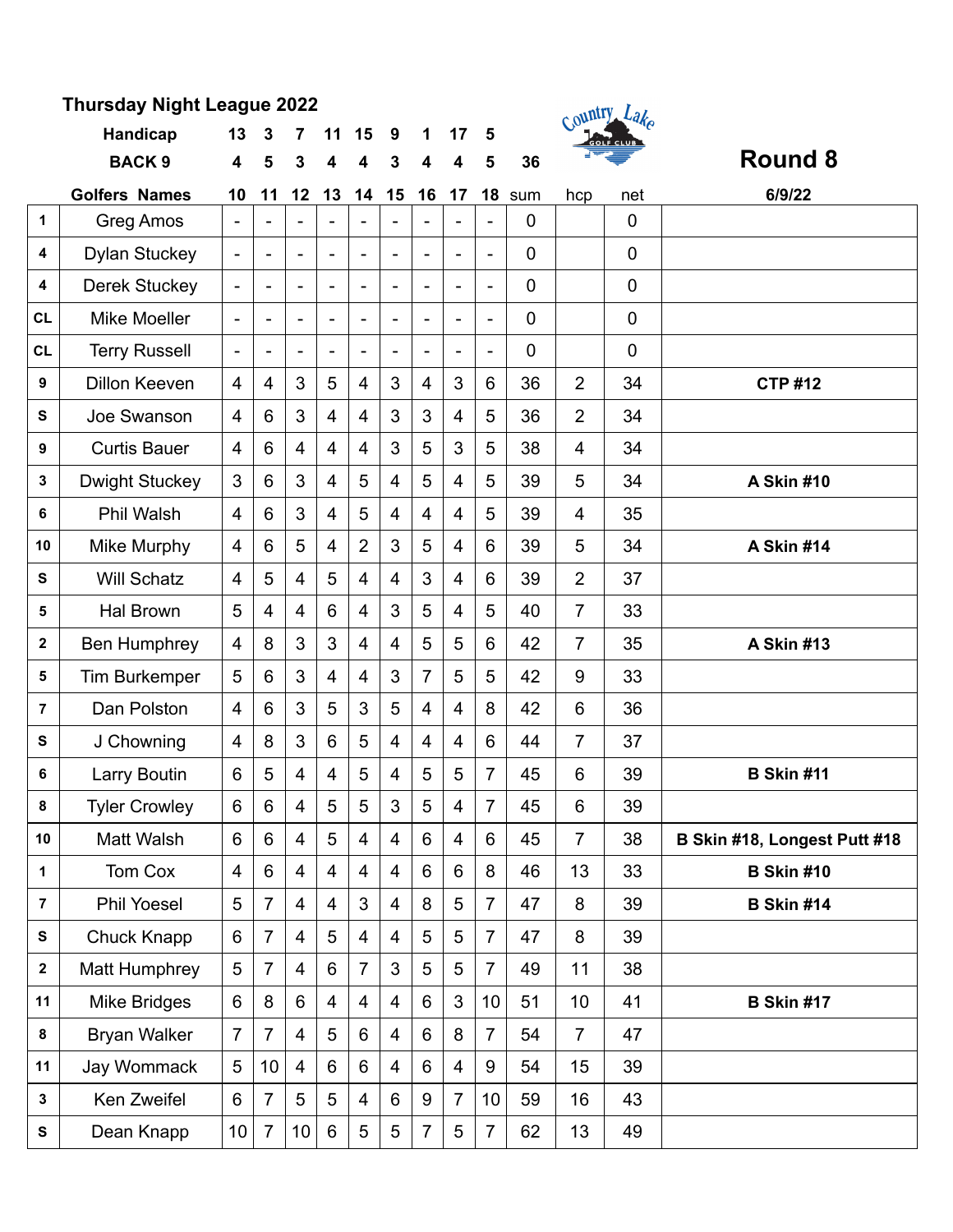# Thursday Night League 2022

**Round 8**

| | Handicap | 13 | 3 | 7 | 11 | 15 | 9 | 1 | 17 | 5 | | | | |
|---|---|---|---|---|---|---|---|---|---|---|---|---|---|---|
| | BACK 9 | 4 | 5 | 3 | 4 | 4 | 3 | 4 | 4 | 5 | 36 | | | |
| | Golfers Names | 10 | 11 | 12 | 13 | 14 | 15 | 16 | 17 | 18 | sum | hcp | net | 6/9/22 |
| 1 | Greg Amos | - | - | - | - | - | - | - | - | - | 0 | | 0 | |
| 4 | Dylan Stuckey | - | - | - | - | - | - | - | - | - | 0 | | 0 | |
| 4 | Derek Stuckey | - | - | - | - | - | - | - | - | - | 0 | | 0 | |
| CL | Mike Moeller | - | - | - | - | - | - | - | - | - | 0 | | 0 | |
| CL | Terry Russell | - | - | - | - | - | - | - | - | - | 0 | | 0 | |
| 9 | Dillon Keeven | 4 | 4 | 3 | 5 | 4 | 3 | 4 | 3 | 6 | 36 | 2 | 34 | **CTP #12** |
| S | Joe Swanson | 4 | 6 | 3 | 4 | 4 | 3 | 3 | 4 | 5 | 36 | 2 | 34 | |
| 9 | Curtis Bauer | 4 | 6 | 4 | 4 | 4 | 3 | 5 | 3 | 5 | 38 | 4 | 34 | |
| 3 | Dwight Stuckey | 3 | 6 | 3 | 4 | 5 | 4 | 5 | 4 | 5 | 39 | 5 | 34 | **A Skin #10** |
| 6 | Phil Walsh | 4 | 6 | 3 | 4 | 5 | 4 | 4 | 4 | 5 | 39 | 4 | 35 | |
| 10 | Mike Murphy | 4 | 6 | 5 | 4 | 2 | 3 | 5 | 4 | 6 | 39 | 5 | 34 | **A Skin #14** |
| S | Will Schatz | 4 | 5 | 4 | 5 | 4 | 4 | 3 | 4 | 6 | 39 | 2 | 37 | |
| 5 | Hal Brown | 5 | 4 | 4 | 6 | 4 | 3 | 5 | 4 | 5 | 40 | 7 | 33 | |
| 2 | Ben Humphrey | 4 | 8 | 3 | 3 | 4 | 4 | 5 | 5 | 6 | 42 | 7 | 35 | **A Skin #13** |
| 5 | Tim Burkemper | 5 | 6 | 3 | 4 | 4 | 3 | 7 | 5 | 5 | 42 | 9 | 33 | |
| 7 | Dan Polston | 4 | 6 | 3 | 5 | 3 | 5 | 4 | 4 | 8 | 42 | 6 | 36 | |
| S | J Chowning | 4 | 8 | 3 | 6 | 5 | 4 | 4 | 4 | 6 | 44 | 7 | 37 | |
| 6 | Larry Boutin | 6 | 5 | 4 | 4 | 5 | 4 | 5 | 5 | 7 | 45 | 6 | 39 | **B Skin #11** |
| 8 | Tyler Crowley | 6 | 6 | 4 | 5 | 5 | 3 | 5 | 4 | 7 | 45 | 6 | 39 | |
| 10 | Matt Walsh | 6 | 6 | 4 | 5 | 4 | 4 | 6 | 4 | 6 | 45 | 7 | 38 | **B Skin #18, Longest Putt #18** |
| 1 | Tom Cox | 4 | 6 | 4 | 4 | 4 | 4 | 6 | 6 | 8 | 46 | 13 | 33 | **B Skin #10** |
| 7 | Phil Yoesel | 5 | 7 | 4 | 4 | 3 | 4 | 8 | 5 | 7 | 47 | 8 | 39 | **B Skin #14** |
| S | Chuck Knapp | 6 | 7 | 4 | 5 | 4 | 4 | 5 | 5 | 7 | 47 | 8 | 39 | |
| 2 | Matt Humphrey | 5 | 7 | 4 | 6 | 7 | 3 | 5 | 5 | 7 | 49 | 11 | 38 | |
| 11 | Mike Bridges | 6 | 8 | 6 | 4 | 4 | 4 | 6 | 3 | 10 | 51 | 10 | 41 | **B Skin #17** |
| 8 | Bryan Walker | 7 | 7 | 4 | 5 | 6 | 4 | 6 | 8 | 7 | 54 | 7 | 47 | |
| 11 | Jay Wommack | 5 | 10 | 4 | 6 | 6 | 4 | 6 | 4 | 9 | 54 | 15 | 39 | |
| 3 | Ken Zweifel | 6 | 7 | 5 | 5 | 4 | 6 | 9 | 7 | 10 | 59 | 16 | 43 | |
| S | Dean Knapp | 10 | 7 | 10 | 6 | 5 | 5 | 7 | 5 | 7 | 62 | 13 | 49 | |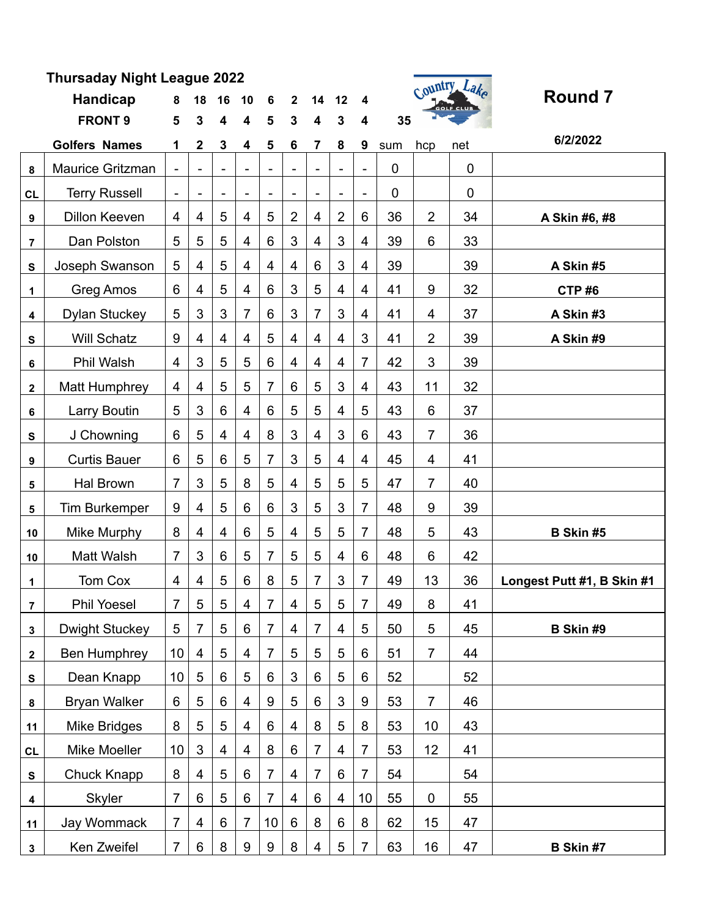# Thursaday Night League 2022

## Round 7

6/2/2022

| | Handicap | 8 | 18 | 16 | 10 | 6 | 2 | 14 | 12 | 4 | | | | |
|---|---|---|---|---|---|---|---|---|---|---|---|---|---|---|
| | FRONT 9 | 5 | 3 | 4 | 4 | 5 | 3 | 4 | 3 | 4 | 35 | | | |
| | **Golfers Names** | **1** | **2** | **3** | **4** | **5** | **6** | **7** | **8** | **9** | sum | hcp | net | |
| 8 | Maurice Gritzman | - | - | - | - | - | - | - | - | - | 0 | | 0 | |
| CL | Terry Russell | - | - | - | - | - | - | - | - | - | 0 | | 0 | |
| 9 | Dillon Keeven | 4 | 4 | 5 | 4 | 5 | 2 | 4 | 2 | 6 | 36 | 2 | 34 | A Skin #6, #8 |
| 7 | Dan Polston | 5 | 5 | 5 | 4 | 6 | 3 | 4 | 3 | 4 | 39 | 6 | 33 | |
| S | Joseph Swanson | 5 | 4 | 5 | 4 | 4 | 4 | 6 | 3 | 4 | 39 | | 39 | A Skin #5 |
| 1 | Greg Amos | 6 | 4 | 5 | 4 | 6 | 3 | 5 | 4 | 4 | 41 | 9 | 32 | CTP #6 |
| 4 | Dylan Stuckey | 5 | 3 | 3 | 7 | 6 | 3 | 7 | 3 | 4 | 41 | 4 | 37 | A Skin #3 |
| S | Will Schatz | 9 | 4 | 4 | 4 | 5 | 4 | 4 | 4 | 3 | 41 | 2 | 39 | A Skin #9 |
| 6 | Phil Walsh | 4 | 3 | 5 | 5 | 6 | 4 | 4 | 4 | 7 | 42 | 3 | 39 | |
| 2 | Matt Humphrey | 4 | 4 | 5 | 5 | 7 | 6 | 5 | 3 | 4 | 43 | 11 | 32 | |
| 6 | Larry Boutin | 5 | 3 | 6 | 4 | 6 | 5 | 5 | 4 | 5 | 43 | 6 | 37 | |
| S | J Chowning | 6 | 5 | 4 | 4 | 8 | 3 | 4 | 3 | 6 | 43 | 7 | 36 | |
| 9 | Curtis Bauer | 6 | 5 | 6 | 5 | 7 | 3 | 5 | 4 | 4 | 45 | 4 | 41 | |
| 5 | Hal Brown | 7 | 3 | 5 | 8 | 5 | 4 | 5 | 5 | 5 | 47 | 7 | 40 | |
| 5 | Tim Burkemper | 9 | 4 | 5 | 6 | 6 | 3 | 5 | 3 | 7 | 48 | 9 | 39 | |
| 10 | Mike Murphy | 8 | 4 | 4 | 6 | 5 | 4 | 5 | 5 | 7 | 48 | 5 | 43 | B Skin #5 |
| 10 | Matt Walsh | 7 | 3 | 6 | 5 | 7 | 5 | 5 | 4 | 6 | 48 | 6 | 42 | |
| 1 | Tom Cox | 4 | 4 | 5 | 6 | 8 | 5 | 7 | 3 | 7 | 49 | 13 | 36 | Longest Putt #1, B Skin #1 |
| 7 | Phil Yoesel | 7 | 5 | 5 | 4 | 7 | 4 | 5 | 5 | 7 | 49 | 8 | 41 | |
| 3 | Dwight Stuckey | 5 | 7 | 5 | 6 | 7 | 4 | 7 | 4 | 5 | 50 | 5 | 45 | B Skin #9 |
| 2 | Ben Humphrey | 10 | 4 | 5 | 4 | 7 | 5 | 5 | 5 | 6 | 51 | 7 | 44 | |
| S | Dean Knapp | 10 | 5 | 6 | 5 | 6 | 3 | 6 | 5 | 6 | 52 | | 52 | |
| 8 | Bryan Walker | 6 | 5 | 6 | 4 | 9 | 5 | 6 | 3 | 9 | 53 | 7 | 46 | |
| 11 | Mike Bridges | 8 | 5 | 5 | 4 | 6 | 4 | 8 | 5 | 8 | 53 | 10 | 43 | |
| CL | Mike Moeller | 10 | 3 | 4 | 4 | 8 | 6 | 7 | 4 | 7 | 53 | 12 | 41 | |
| S | Chuck Knapp | 8 | 4 | 5 | 6 | 7 | 4 | 7 | 6 | 7 | 54 | | 54 | |
| 4 | Skyler | 7 | 6 | 5 | 6 | 7 | 4 | 6 | 4 | 10 | 55 | 0 | 55 | |
| 11 | Jay Wommack | 7 | 4 | 6 | 7 | 10 | 6 | 8 | 6 | 8 | 62 | 15 | 47 | |
| 3 | Ken Zweifel | 7 | 6 | 8 | 9 | 9 | 8 | 4 | 5 | 7 | 63 | 16 | 47 | B Skin #7 |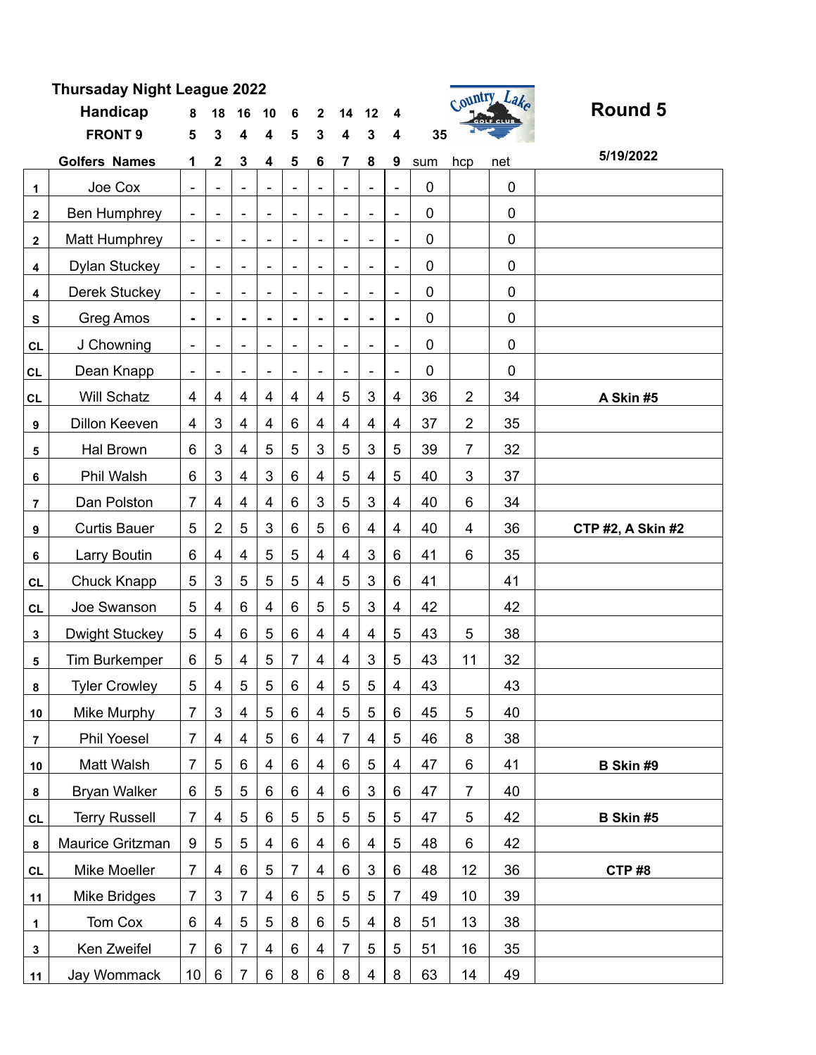**Thursaday Night League 2022**

# Round 5

5/19/2022

| | Handicap | 8 | 18 | 16 | 10 | 6 | 2 | 14 | 12 | 4 | | | | |
|---|---|---|---|---|---|---|---|---|---|---|---|---|---|---|
| | FRONT 9 | 5 | 3 | 4 | 4 | 5 | 3 | 4 | 3 | 4 | 35 | | | |
| | Golfers Names | 1 | 2 | 3 | 4 | 5 | 6 | 7 | 8 | 9 | sum | hcp | net | |
| 1 | Joe Cox | - | - | - | - | - | - | - | - | - | 0 | | 0 | |
| 2 | Ben Humphrey | - | - | - | - | - | - | - | - | - | 0 | | 0 | |
| 2 | Matt Humphrey | - | - | - | - | - | - | - | - | - | 0 | | 0 | |
| 4 | Dylan Stuckey | - | - | - | - | - | - | - | - | - | 0 | | 0 | |
| 4 | Derek Stuckey | - | - | - | - | - | - | - | - | - | 0 | | 0 | |
| S | Greg Amos | - | - | - | - | - | - | - | - | - | 0 | | 0 | |
| CL | J Chowning | - | - | - | - | - | - | - | - | - | 0 | | 0 | |
| CL | Dean Knapp | - | - | - | - | - | - | - | - | - | 0 | | 0 | |
| CL | Will Schatz | 4 | 4 | 4 | 4 | 4 | 4 | 5 | 3 | 4 | 36 | 2 | 34 | **A Skin #5** |
| 9 | Dillon Keeven | 4 | 3 | 4 | 4 | 6 | 4 | 4 | 4 | 4 | 37 | 2 | 35 | |
| 5 | Hal Brown | 6 | 3 | 4 | 5 | 5 | 3 | 5 | 3 | 5 | 39 | 7 | 32 | |
| 6 | Phil Walsh | 6 | 3 | 4 | 3 | 6 | 4 | 5 | 4 | 5 | 40 | 3 | 37 | |
| 7 | Dan Polston | 7 | 4 | 4 | 4 | 6 | 3 | 5 | 3 | 4 | 40 | 6 | 34 | |
| 9 | Curtis Bauer | 5 | 2 | 5 | 3 | 6 | 5 | 6 | 4 | 4 | 40 | 4 | 36 | **CTP #2, A Skin #2** |
| 6 | Larry Boutin | 6 | 4 | 4 | 5 | 5 | 4 | 4 | 3 | 6 | 41 | 6 | 35 | |
| CL | Chuck Knapp | 5 | 3 | 5 | 5 | 5 | 4 | 5 | 3 | 6 | 41 | | 41 | |
| CL | Joe Swanson | 5 | 4 | 6 | 4 | 6 | 5 | 5 | 3 | 4 | 42 | | 42 | |
| 3 | Dwight Stuckey | 5 | 4 | 6 | 5 | 6 | 4 | 4 | 4 | 5 | 43 | 5 | 38 | |
| 5 | Tim Burkemper | 6 | 5 | 4 | 5 | 7 | 4 | 4 | 3 | 5 | 43 | 11 | 32 | |
| 8 | Tyler Crowley | 5 | 4 | 5 | 5 | 6 | 4 | 5 | 5 | 4 | 43 | | 43 | |
| 10 | Mike Murphy | 7 | 3 | 4 | 5 | 6 | 4 | 5 | 5 | 6 | 45 | 5 | 40 | |
| 7 | Phil Yoesel | 7 | 4 | 4 | 5 | 6 | 4 | 7 | 4 | 5 | 46 | 8 | 38 | |
| 10 | Matt Walsh | 7 | 5 | 6 | 4 | 6 | 4 | 6 | 5 | 4 | 47 | 6 | 41 | **B Skin #9** |
| 8 | Bryan Walker | 6 | 5 | 5 | 6 | 6 | 4 | 6 | 3 | 6 | 47 | 7 | 40 | |
| CL | Terry Russell | 7 | 4 | 5 | 6 | 5 | 5 | 5 | 5 | 5 | 47 | 5 | 42 | **B Skin #5** |
| 8 | Maurice Gritzman | 9 | 5 | 5 | 4 | 6 | 4 | 6 | 4 | 5 | 48 | 6 | 42 | |
| CL | Mike Moeller | 7 | 4 | 6 | 5 | 7 | 4 | 6 | 3 | 6 | 48 | 12 | 36 | **CTP #8** |
| 11 | Mike Bridges | 7 | 3 | 7 | 4 | 6 | 5 | 5 | 5 | 7 | 49 | 10 | 39 | |
| 1 | Tom Cox | 6 | 4 | 5 | 5 | 8 | 6 | 5 | 4 | 8 | 51 | 13 | 38 | |
| 3 | Ken Zweifel | 7 | 6 | 7 | 4 | 6 | 4 | 7 | 5 | 5 | 51 | 16 | 35 | |
| 11 | Jay Wommack | 10 | 6 | 7 | 6 | 8 | 6 | 8 | 4 | 8 | 63 | 14 | 49 | |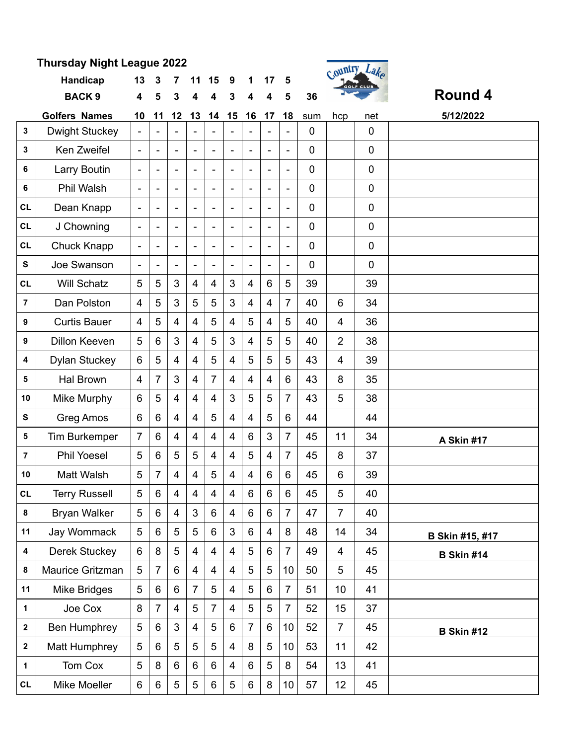## Thursday Night League 2022

## Round 4

| | Handicap | 13 | 3 | 7 | 11 | 15 | 9 | 1 | 17 | 5 | | | | |
|---|---|---|---|---|---|---|---|---|---|---|---|---|---|---|
| | BACK 9 | 4 | 5 | 3 | 4 | 4 | 3 | 4 | 4 | 5 | 36 | | | |
| | Golfers Names | 10 | 11 | 12 | 13 | 14 | 15 | 16 | 17 | 18 | sum | hcp | net | 5/12/2022 |
| 3 | Dwight Stuckey | - | - | - | - | - | - | - | - | - | 0 | | 0 | |
| 3 | Ken Zweifel | - | - | - | - | - | - | - | - | - | 0 | | 0 | |
| 6 | Larry Boutin | - | - | - | - | - | - | - | - | - | 0 | | 0 | |
| 6 | Phil Walsh | - | - | - | - | - | - | - | - | - | 0 | | 0 | |
| CL | Dean Knapp | - | - | - | - | - | - | - | - | - | 0 | | 0 | |
| CL | J Chowning | - | - | - | - | - | - | - | - | - | 0 | | 0 | |
| CL | Chuck Knapp | - | - | - | - | - | - | - | - | - | 0 | | 0 | |
| S | Joe Swanson | - | - | - | - | - | - | - | - | - | 0 | | 0 | |
| CL | Will Schatz | 5 | 5 | 3 | 4 | 4 | 3 | 4 | 6 | 5 | 39 | | 39 | |
| 7 | Dan Polston | 4 | 5 | 3 | 5 | 5 | 3 | 4 | 4 | 7 | 40 | 6 | 34 | |
| 9 | Curtis Bauer | 4 | 5 | 4 | 4 | 5 | 4 | 5 | 4 | 5 | 40 | 4 | 36 | |
| 9 | Dillon Keeven | 5 | 6 | 3 | 4 | 5 | 3 | 4 | 5 | 5 | 40 | 2 | 38 | |
| 4 | Dylan Stuckey | 6 | 5 | 4 | 4 | 5 | 4 | 5 | 5 | 5 | 43 | 4 | 39 | |
| 5 | Hal Brown | 4 | 7 | 3 | 4 | 7 | 4 | 4 | 4 | 6 | 43 | 8 | 35 | |
| 10 | Mike Murphy | 6 | 5 | 4 | 4 | 4 | 3 | 5 | 5 | 7 | 43 | 5 | 38 | |
| S | Greg Amos | 6 | 6 | 4 | 4 | 5 | 4 | 4 | 5 | 6 | 44 | | 44 | |
| 5 | Tim Burkemper | 7 | 6 | 4 | 4 | 4 | 4 | 6 | 3 | 7 | 45 | 11 | 34 | **A Skin #17** |
| 7 | Phil Yoesel | 5 | 6 | 5 | 5 | 4 | 4 | 5 | 4 | 7 | 45 | 8 | 37 | |
| 10 | Matt Walsh | 5 | 7 | 4 | 4 | 5 | 4 | 4 | 6 | 6 | 45 | 6 | 39 | |
| CL | Terry Russell | 5 | 6 | 4 | 4 | 4 | 4 | 6 | 6 | 6 | 45 | 5 | 40 | |
| 8 | Bryan Walker | 5 | 6 | 4 | 3 | 6 | 4 | 6 | 6 | 7 | 47 | 7 | 40 | |
| 11 | Jay Wommack | 5 | 6 | 5 | 5 | 6 | 3 | 6 | 4 | 8 | 48 | 14 | 34 | **B Skin #15, #17** |
| 4 | Derek Stuckey | 6 | 8 | 5 | 4 | 4 | 4 | 5 | 6 | 7 | 49 | 4 | 45 | **B Skin #14** |
| 8 | Maurice Gritzman | 5 | 7 | 6 | 4 | 4 | 4 | 5 | 5 | 10 | 50 | 5 | 45 | |
| 11 | Mike Bridges | 5 | 6 | 6 | 7 | 5 | 4 | 5 | 6 | 7 | 51 | 10 | 41 | |
| 1 | Joe Cox | 8 | 7 | 4 | 5 | 7 | 4 | 5 | 5 | 7 | 52 | 15 | 37 | |
| 2 | Ben Humphrey | 5 | 6 | 3 | 4 | 5 | 6 | 7 | 6 | 10 | 52 | 7 | 45 | **B Skin #12** |
| 2 | Matt Humphrey | 5 | 6 | 5 | 5 | 5 | 4 | 8 | 5 | 10 | 53 | 11 | 42 | |
| 1 | Tom Cox | 5 | 8 | 6 | 6 | 6 | 4 | 6 | 5 | 8 | 54 | 13 | 41 | |
| CL | Mike Moeller | 6 | 6 | 5 | 5 | 6 | 5 | 6 | 8 | 10 | 57 | 12 | 45 | |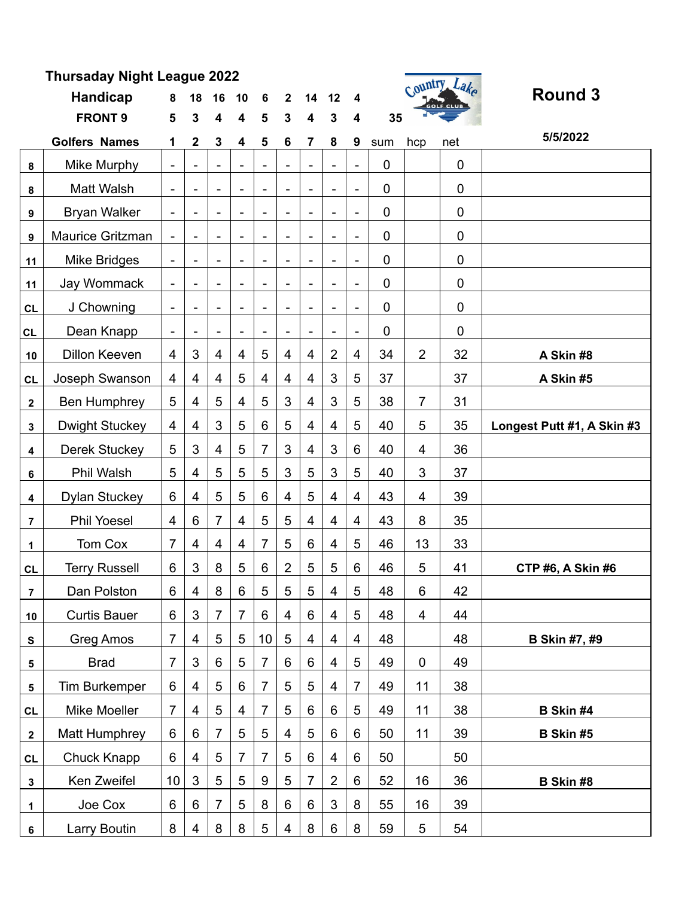**Thursaday Night League 2022**

**Country Lake Golf Club**

# Round 3

**5/5/2022**

| | Handicap | 8 | 18 | 16 | 10 | 6 | 2 | 14 | 12 | 4 | | | | |
|---|---|---|---|---|---|---|---|---|---|---|---|---|---|---|
| | FRONT 9 | 5 | 3 | 4 | 4 | 5 | 3 | 4 | 3 | 4 | 35 | | | |
| | **Golfers Names** | **1** | **2** | **3** | **4** | **5** | **6** | **7** | **8** | **9** | sum | hcp | net | |
| 8 | Mike Murphy | - | - | - | - | - | - | - | - | - | 0 | | 0 | |
| 8 | Matt Walsh | - | - | - | - | - | - | - | - | - | 0 | | 0 | |
| 9 | Bryan Walker | - | - | - | - | - | - | - | - | - | 0 | | 0 | |
| 9 | Maurice Gritzman | - | - | - | - | - | - | - | - | - | 0 | | 0 | |
| 11 | Mike Bridges | - | - | - | - | - | - | - | - | - | 0 | | 0 | |
| 11 | Jay Wommack | - | - | - | - | - | - | - | - | - | 0 | | 0 | |
| CL | J Chowning | - | - | - | - | - | - | - | - | - | 0 | | 0 | |
| CL | Dean Knapp | - | - | - | - | - | - | - | - | - | 0 | | 0 | |
| 10 | Dillon Keeven | 4 | 3 | 4 | 4 | 5 | 4 | 4 | 2 | 4 | 34 | 2 | 32 | **A Skin #8** |
| CL | Joseph Swanson | 4 | 4 | 4 | 5 | 4 | 4 | 4 | 3 | 5 | 37 | | 37 | **A Skin #5** |
| 2 | Ben Humphrey | 5 | 4 | 5 | 4 | 5 | 3 | 4 | 3 | 5 | 38 | 7 | 31 | |
| 3 | Dwight Stuckey | 4 | 4 | 3 | 5 | 6 | 5 | 4 | 4 | 5 | 40 | 5 | 35 | **Longest Putt #1, A Skin #3** |
| 4 | Derek Stuckey | 5 | 3 | 4 | 5 | 7 | 3 | 4 | 3 | 6 | 40 | 4 | 36 | |
| 6 | Phil Walsh | 5 | 4 | 5 | 5 | 5 | 3 | 5 | 3 | 5 | 40 | 3 | 37 | |
| 4 | Dylan Stuckey | 6 | 4 | 5 | 5 | 6 | 4 | 5 | 4 | 4 | 43 | 4 | 39 | |
| 7 | Phil Yoesel | 4 | 6 | 7 | 4 | 5 | 5 | 4 | 4 | 4 | 43 | 8 | 35 | |
| 1 | Tom Cox | 7 | 4 | 4 | 4 | 7 | 5 | 6 | 4 | 5 | 46 | 13 | 33 | |
| CL | Terry Russell | 6 | 3 | 8 | 5 | 6 | 2 | 5 | 5 | 6 | 46 | 5 | 41 | **CTP #6, A Skin #6** |
| 7 | Dan Polston | 6 | 4 | 8 | 6 | 5 | 5 | 5 | 4 | 5 | 48 | 6 | 42 | |
| 10 | Curtis Bauer | 6 | 3 | 7 | 7 | 6 | 4 | 6 | 4 | 5 | 48 | 4 | 44 | |
| S | Greg Amos | 7 | 4 | 5 | 5 | 10 | 5 | 4 | 4 | 4 | 48 | | 48 | **B Skin #7, #9** |
| 5 | Brad | 7 | 3 | 6 | 5 | 7 | 6 | 6 | 4 | 5 | 49 | 0 | 49 | |
| 5 | Tim Burkemper | 6 | 4 | 5 | 6 | 7 | 5 | 5 | 4 | 7 | 49 | 11 | 38 | |
| CL | Mike Moeller | 7 | 4 | 5 | 4 | 7 | 5 | 6 | 6 | 5 | 49 | 11 | 38 | **B Skin #4** |
| 2 | Matt Humphrey | 6 | 6 | 7 | 5 | 5 | 4 | 5 | 6 | 6 | 50 | 11 | 39 | **B Skin #5** |
| CL | Chuck Knapp | 6 | 4 | 5 | 7 | 7 | 5 | 6 | 4 | 6 | 50 | | 50 | |
| 3 | Ken Zweifel | 10 | 3 | 5 | 5 | 9 | 5 | 7 | 2 | 6 | 52 | 16 | 36 | **B Skin #8** |
| 1 | Joe Cox | 6 | 6 | 7 | 5 | 8 | 6 | 6 | 3 | 8 | 55 | 16 | 39 | |
| 6 | Larry Boutin | 8 | 4 | 8 | 8 | 5 | 4 | 8 | 6 | 8 | 59 | 5 | 54 | |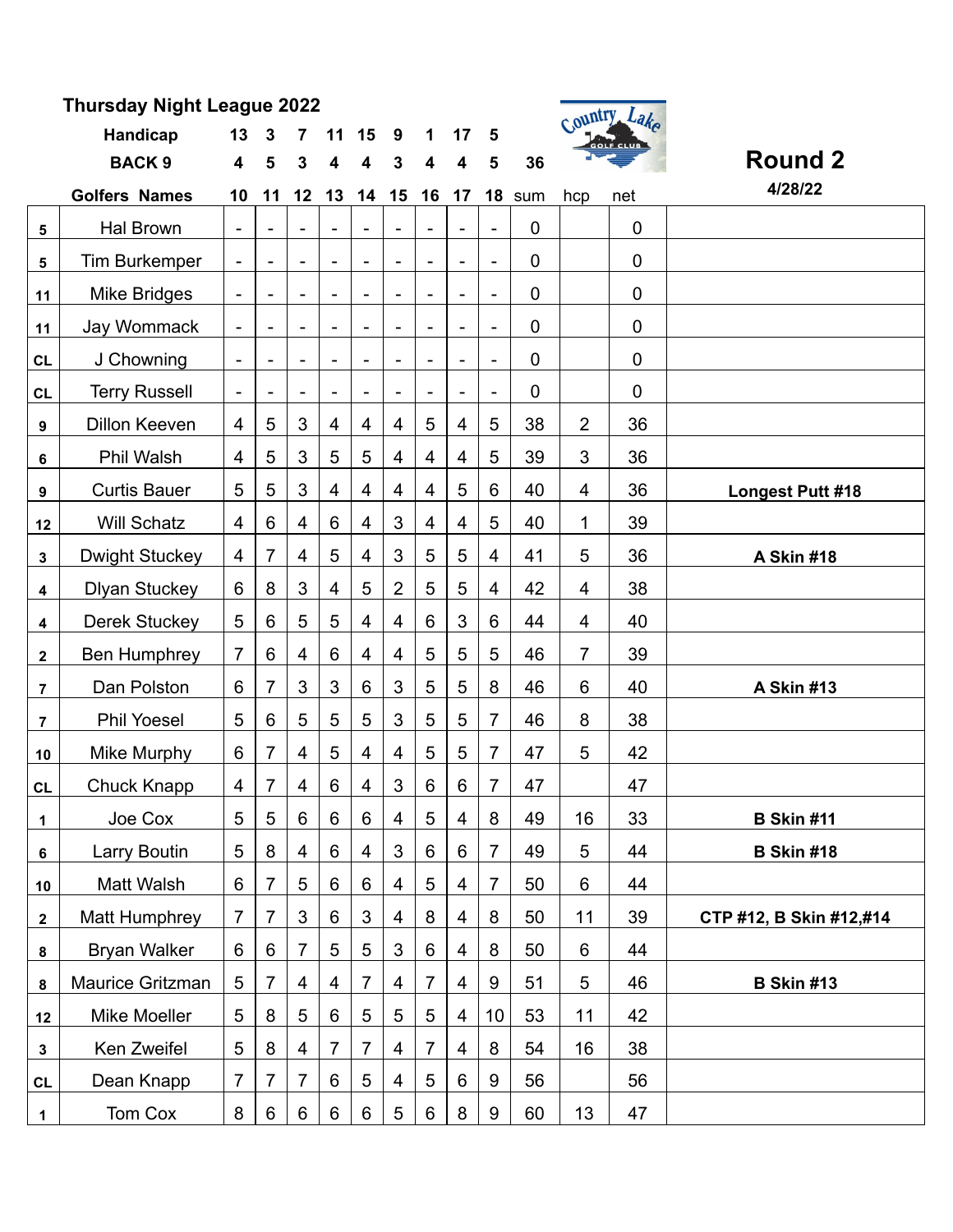## Thursday Night League 2022

**Round 2**

**4/28/22**

| | Handicap | 13 | 3 | 7 | 11 | 15 | 9 | 1 | 17 | 5 | | | | |
|---|---|---|---|---|---|---|---|---|---|---|---|---|---|---|
| | BACK 9 | 4 | 5 | 3 | 4 | 4 | 3 | 4 | 4 | 5 | 36 | | | |
| | Golfers Names | 10 | 11 | 12 | 13 | 14 | 15 | 16 | 17 | 18 | sum | hcp | net | |
| 5 | Hal Brown | - | - | - | - | - | - | - | - | - | 0 | | 0 | |
| 5 | Tim Burkemper | - | - | - | - | - | - | - | - | - | 0 | | 0 | |
| 11 | Mike Bridges | - | - | - | - | - | - | - | - | - | 0 | | 0 | |
| 11 | Jay Wommack | - | - | - | - | - | - | - | - | - | 0 | | 0 | |
| CL | J Chowning | - | - | - | - | - | - | - | - | - | 0 | | 0 | |
| CL | Terry Russell | - | - | - | - | - | - | - | - | - | 0 | | 0 | |
| 9 | Dillon Keeven | 4 | 5 | 3 | 4 | 4 | 4 | 5 | 4 | 5 | 38 | 2 | 36 | |
| 6 | Phil Walsh | 4 | 5 | 3 | 5 | 5 | 4 | 4 | 4 | 5 | 39 | 3 | 36 | |
| 9 | Curtis Bauer | 5 | 5 | 3 | 4 | 4 | 4 | 4 | 5 | 6 | 40 | 4 | 36 | **Longest Putt #18** |
| 12 | Will Schatz | 4 | 6 | 4 | 6 | 4 | 3 | 4 | 4 | 5 | 40 | 1 | 39 | |
| 3 | Dwight Stuckey | 4 | 7 | 4 | 5 | 4 | 3 | 5 | 5 | 4 | 41 | 5 | 36 | **A Skin #18** |
| 4 | Dlyan Stuckey | 6 | 8 | 3 | 4 | 5 | 2 | 5 | 5 | 4 | 42 | 4 | 38 | |
| 4 | Derek Stuckey | 5 | 6 | 5 | 5 | 4 | 4 | 6 | 3 | 6 | 44 | 4 | 40 | |
| 2 | Ben Humphrey | 7 | 6 | 4 | 6 | 4 | 4 | 5 | 5 | 5 | 46 | 7 | 39 | |
| 7 | Dan Polston | 6 | 7 | 3 | 3 | 6 | 3 | 5 | 5 | 8 | 46 | 6 | 40 | **A Skin #13** |
| 7 | Phil Yoesel | 5 | 6 | 5 | 5 | 5 | 3 | 5 | 5 | 7 | 46 | 8 | 38 | |
| 10 | Mike Murphy | 6 | 7 | 4 | 5 | 4 | 4 | 5 | 5 | 7 | 47 | 5 | 42 | |
| CL | Chuck Knapp | 4 | 7 | 4 | 6 | 4 | 3 | 6 | 6 | 7 | 47 | | 47 | |
| 1 | Joe Cox | 5 | 5 | 6 | 6 | 6 | 4 | 5 | 4 | 8 | 49 | 16 | 33 | **B Skin #11** |
| 6 | Larry Boutin | 5 | 8 | 4 | 6 | 4 | 3 | 6 | 6 | 7 | 49 | 5 | 44 | **B Skin #18** |
| 10 | Matt Walsh | 6 | 7 | 5 | 6 | 6 | 4 | 5 | 4 | 7 | 50 | 6 | 44 | |
| 2 | Matt Humphrey | 7 | 7 | 3 | 6 | 3 | 4 | 8 | 4 | 8 | 50 | 11 | 39 | **CTP #12, B Skin #12,#14** |
| 8 | Bryan Walker | 6 | 6 | 7 | 5 | 5 | 3 | 6 | 4 | 8 | 50 | 6 | 44 | |
| 8 | Maurice Gritzman | 5 | 7 | 4 | 4 | 7 | 4 | 7 | 4 | 9 | 51 | 5 | 46 | **B Skin #13** |
| 12 | Mike Moeller | 5 | 8 | 5 | 6 | 5 | 5 | 5 | 4 | 10 | 53 | 11 | 42 | |
| 3 | Ken Zweifel | 5 | 8 | 4 | 7 | 7 | 4 | 7 | 4 | 8 | 54 | 16 | 38 | |
| CL | Dean Knapp | 7 | 7 | 7 | 6 | 5 | 4 | 5 | 6 | 9 | 56 | | 56 | |
| 1 | Tom Cox | 8 | 6 | 6 | 6 | 6 | 5 | 6 | 8 | 9 | 60 | 13 | 47 | |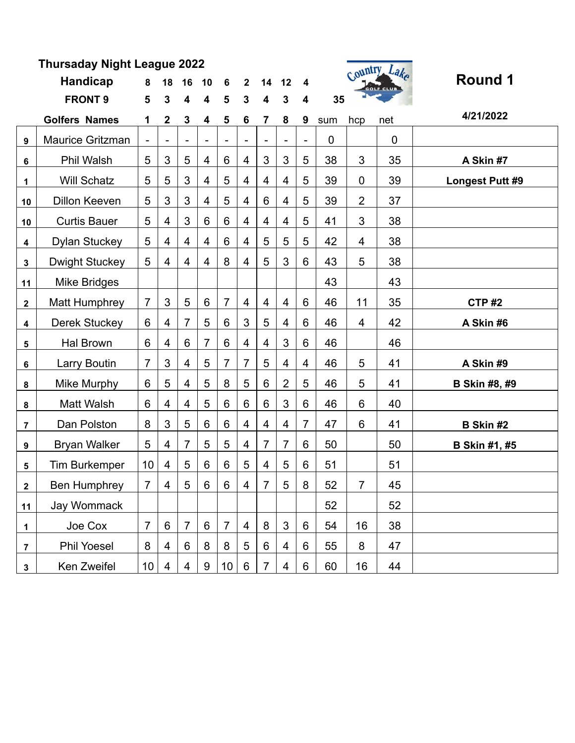**Thursaday Night League 2022**

# Round 1

**4/21/2022**

| | Handicap | 8 | 18 | 16 | 10 | 6 | 2 | 14 | 12 | 4 | | | | |
|---|---|---|---|---|---|---|---|---|---|---|---|---|---|---|
| | FRONT 9 | 5 | 3 | 4 | 4 | 5 | 3 | 4 | 3 | 4 | 35 | | | |
| | Golfers Names | 1 | 2 | 3 | 4 | 5 | 6 | 7 | 8 | 9 | sum | hcp | net | |
| 9 | Maurice Gritzman | - | - | - | - | - | - | - | - | - | 0 | | 0 | |
| 6 | Phil Walsh | 5 | 3 | 5 | 4 | 6 | 4 | 3 | 3 | 5 | 38 | 3 | 35 | A Skin #7 |
| 1 | Will Schatz | 5 | 5 | 3 | 4 | 5 | 4 | 4 | 4 | 5 | 39 | 0 | 39 | Longest Putt #9 |
| 10 | Dillon Keeven | 5 | 3 | 3 | 4 | 5 | 4 | 6 | 4 | 5 | 39 | 2 | 37 | |
| 10 | Curtis Bauer | 5 | 4 | 3 | 6 | 6 | 4 | 4 | 4 | 5 | 41 | 3 | 38 | |
| 4 | Dylan Stuckey | 5 | 4 | 4 | 4 | 6 | 4 | 5 | 5 | 5 | 42 | 4 | 38 | |
| 3 | Dwight Stuckey | 5 | 4 | 4 | 4 | 8 | 4 | 5 | 3 | 6 | 43 | 5 | 38 | |
| 11 | Mike Bridges | | | | | | | | | | 43 | | 43 | |
| 2 | Matt Humphrey | 7 | 3 | 5 | 6 | 7 | 4 | 4 | 4 | 6 | 46 | 11 | 35 | CTP #2 |
| 4 | Derek Stuckey | 6 | 4 | 7 | 5 | 6 | 3 | 5 | 4 | 6 | 46 | 4 | 42 | A Skin #6 |
| 5 | Hal Brown | 6 | 4 | 6 | 7 | 6 | 4 | 4 | 3 | 6 | 46 | | 46 | |
| 6 | Larry Boutin | 7 | 3 | 4 | 5 | 7 | 7 | 5 | 4 | 4 | 46 | 5 | 41 | A Skin #9 |
| 8 | Mike Murphy | 6 | 5 | 4 | 5 | 8 | 5 | 6 | 2 | 5 | 46 | 5 | 41 | B Skin #8, #9 |
| 8 | Matt Walsh | 6 | 4 | 4 | 5 | 6 | 6 | 6 | 3 | 6 | 46 | 6 | 40 | |
| 7 | Dan Polston | 8 | 3 | 5 | 6 | 6 | 4 | 4 | 4 | 7 | 47 | 6 | 41 | B Skin #2 |
| 9 | Bryan Walker | 5 | 4 | 7 | 5 | 5 | 4 | 7 | 7 | 6 | 50 | | 50 | B Skin #1, #5 |
| 5 | Tim Burkemper | 10 | 4 | 5 | 6 | 6 | 5 | 4 | 5 | 6 | 51 | | 51 | |
| 2 | Ben Humphrey | 7 | 4 | 5 | 6 | 6 | 4 | 7 | 5 | 8 | 52 | 7 | 45 | |
| 11 | Jay Wommack | | | | | | | | | | 52 | | 52 | |
| 1 | Joe Cox | 7 | 6 | 7 | 6 | 7 | 4 | 8 | 3 | 6 | 54 | 16 | 38 | |
| 7 | Phil Yoesel | 8 | 4 | 6 | 8 | 8 | 5 | 6 | 4 | 6 | 55 | 8 | 47 | |
| 3 | Ken Zweifel | 10 | 4 | 4 | 9 | 10 | 6 | 7 | 4 | 6 | 60 | 16 | 44 | |